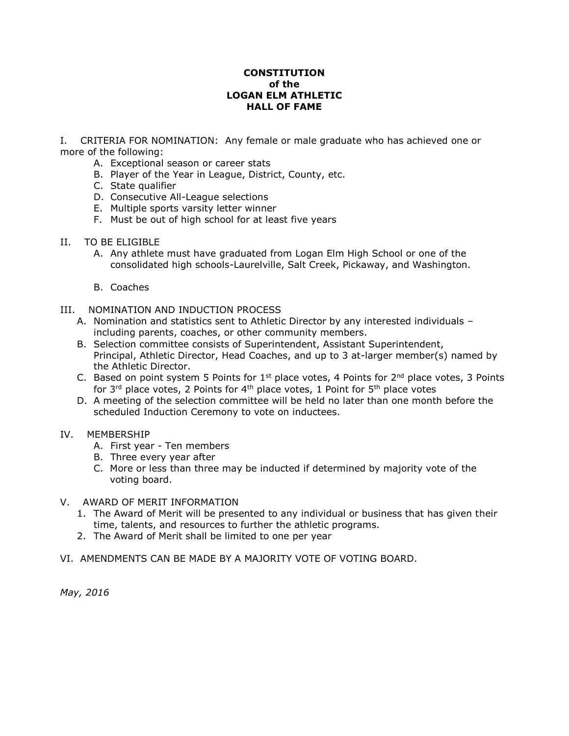# CONSTITUTION
# of the
# LOGAN ELM ATHLETIC
# HALL OF FAME

I. CRITERIA FOR NOMINATION: Any female or male graduate who has achieved one or more of the following:

A. Exceptional season or career stats
B. Player of the Year in League, District, County, etc.
C. State qualifier
D. Consecutive All-League selections
E. Multiple sports varsity letter winner
F. Must be out of high school for at least five years

II. TO BE ELIGIBLE

A. Any athlete must have graduated from Logan Elm High School or one of the consolidated high schools-Laurelville, Salt Creek, Pickaway, and Washington.

B. Coaches

III. NOMINATION AND INDUCTION PROCESS

A. Nomination and statistics sent to Athletic Director by any interested individuals – including parents, coaches, or other community members.
B. Selection committee consists of Superintendent, Assistant Superintendent, Principal, Athletic Director, Head Coaches, and up to 3 at-larger member(s) named by the Athletic Director.
C. Based on point system 5 Points for 1st place votes, 4 Points for 2nd place votes, 3 Points for 3rd place votes, 2 Points for 4th place votes, 1 Point for 5th place votes
D. A meeting of the selection committee will be held no later than one month before the scheduled Induction Ceremony to vote on inductees.

IV. MEMBERSHIP

A. First year - Ten members
B. Three every year after
C. More or less than three may be inducted if determined by majority vote of the voting board.

V. AWARD OF MERIT INFORMATION

1. The Award of Merit will be presented to any individual or business that has given their time, talents, and resources to further the athletic programs.
2. The Award of Merit shall be limited to one per year

VI. AMENDMENTS CAN BE MADE BY A MAJORITY VOTE OF VOTING BOARD.

*May, 2016*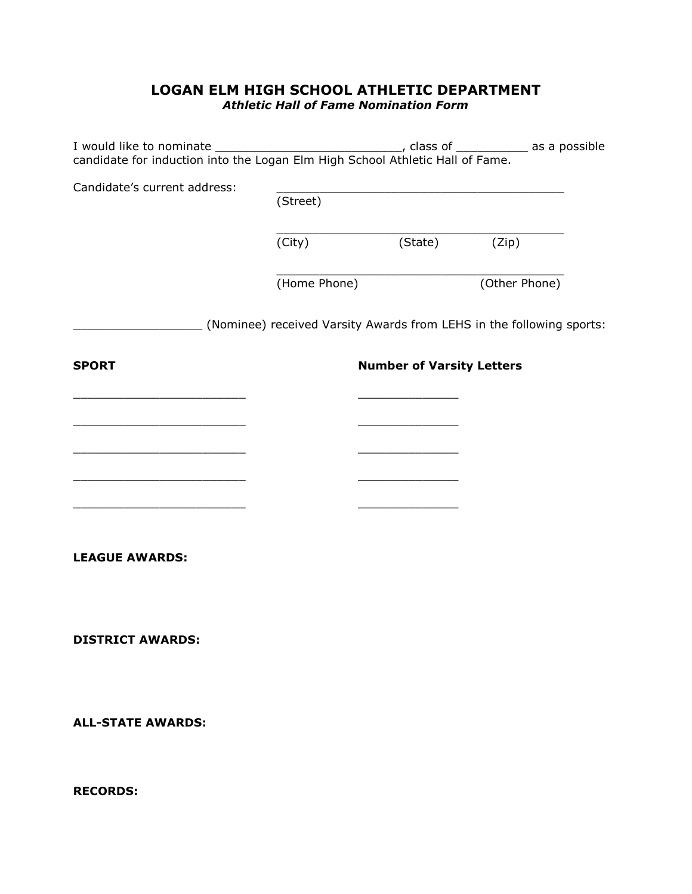# LOGAN ELM HIGH SCHOOL ATHLETIC DEPARTMENT

***Athletic Hall of Fame Nomination Form***

I would like to nominate ___________________________, class of __________ as a possible candidate for induction into the Logan Elm High School Athletic Hall of Fame.

Candidate's current address: _________________________________________
(Street)

_________________________________________
(City) (State) (Zip)

_________________________________________
(Home Phone) (Other Phone)

__________________ (Nominee) received Varsity Awards from LEHS in the following sports:

| SPORT | Number of Varsity Letters |
|---|---|
| _________________________ | ______________ |
| _________________________ | ______________ |
| _________________________ | ______________ |
| _________________________ | ______________ |
| _________________________ | ______________ |

**LEAGUE AWARDS:**

**DISTRICT AWARDS:**

**ALL-STATE AWARDS:**

**RECORDS:**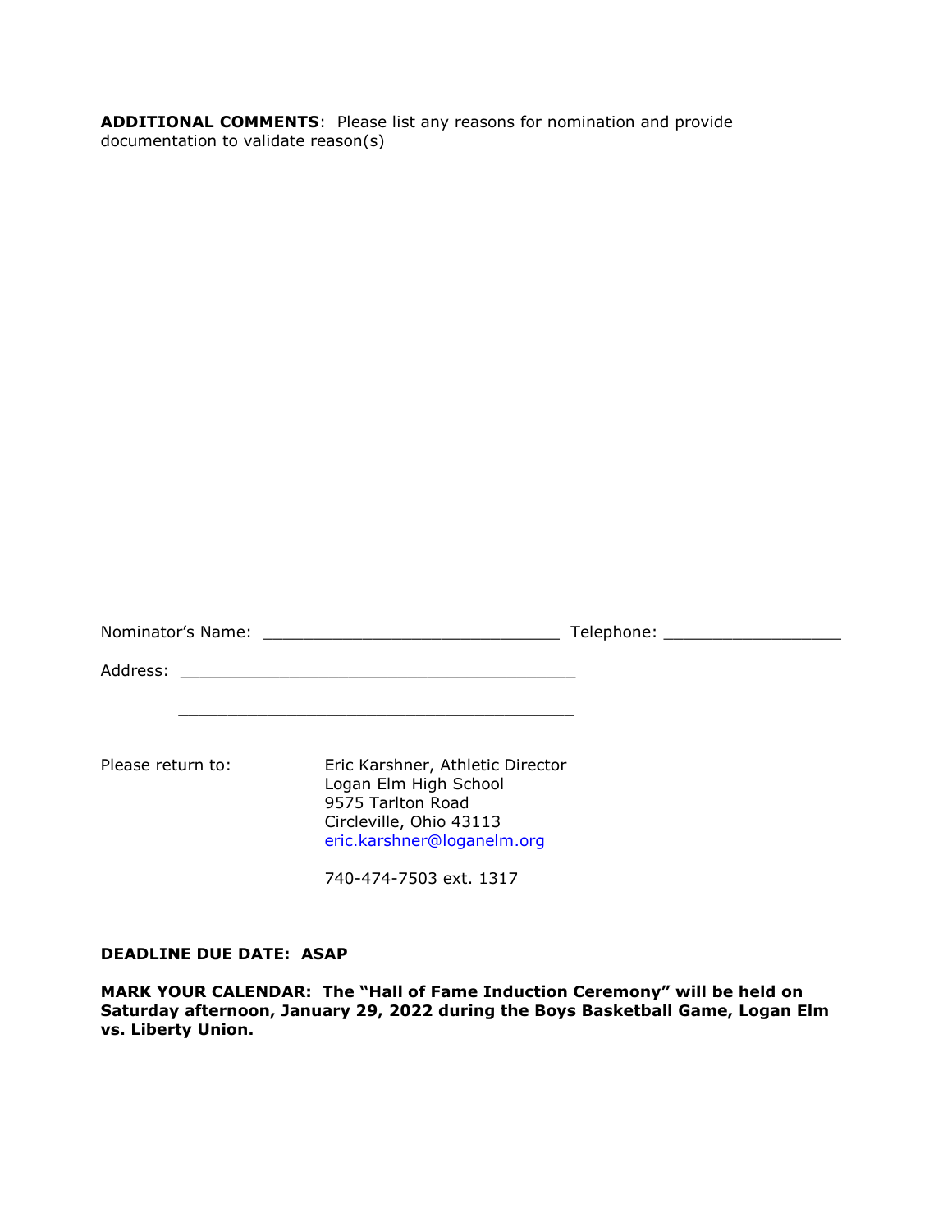**ADDITIONAL COMMENTS**: Please list any reasons for nomination and provide documentation to validate reason(s)

Nominator's Name: ______________________________ Telephone: __________________

Address: ________________________________________

________________________________________

Please return to:

Eric Karshner, Athletic Director
Logan Elm High School
9575 Tarlton Road
Circleville, Ohio 43113
eric.karshner@loganelm.org

740-474-7503 ext. 1317

**DEADLINE DUE DATE: ASAP**

**MARK YOUR CALENDAR: The "Hall of Fame Induction Ceremony" will be held on Saturday afternoon, January 29, 2022 during the Boys Basketball Game, Logan Elm vs. Liberty Union.**